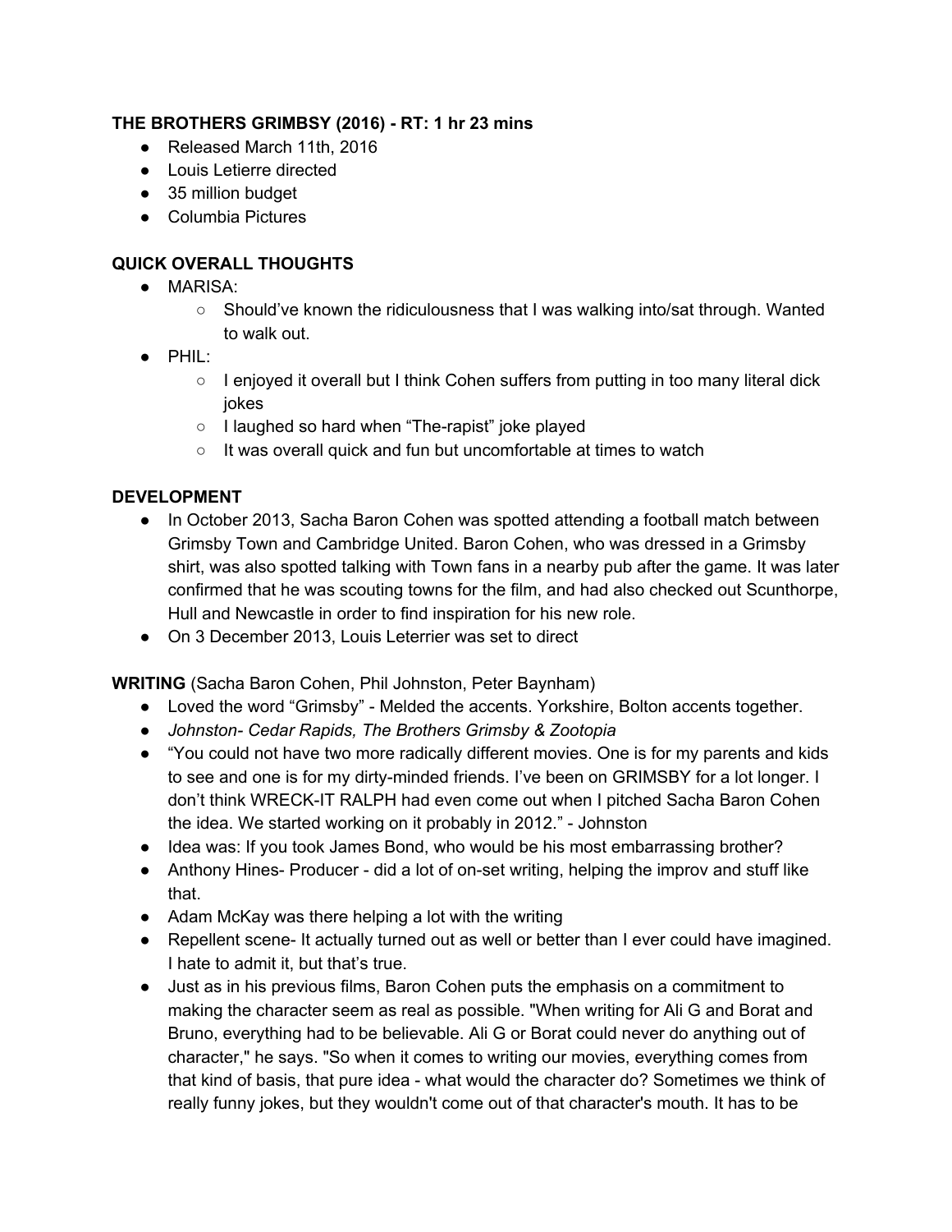**THE BROTHERS GRIMBSY (2016) - RT: 1 hr 23 mins**

- Released March 11th, 2016
- Louis Letierre directed
- 35 million budget
- Columbia Pictures

**QUICK OVERALL THOUGHTS**

- MARISA:
  - Should've known the ridiculousness that I was walking into/sat through. Wanted to walk out.
- PHIL:
  - I enjoyed it overall but I think Cohen suffers from putting in too many literal dick jokes
  - I laughed so hard when "The-rapist" joke played
  - It was overall quick and fun but uncomfortable at times to watch

**DEVELOPMENT**

- In October 2013, Sacha Baron Cohen was spotted attending a football match between Grimsby Town and Cambridge United. Baron Cohen, who was dressed in a Grimsby shirt, was also spotted talking with Town fans in a nearby pub after the game. It was later confirmed that he was scouting towns for the film, and had also checked out Scunthorpe, Hull and Newcastle in order to find inspiration for his new role.
- On 3 December 2013, Louis Leterrier was set to direct

**WRITING** (Sacha Baron Cohen, Phil Johnston, Peter Baynham)

- Loved the word "Grimsby" - Melded the accents. Yorkshire, Bolton accents together.
- *Johnston- Cedar Rapids, The Brothers Grimsby & Zootopia*
- "You could not have two more radically different movies. One is for my parents and kids to see and one is for my dirty-minded friends. I've been on GRIMSBY for a lot longer. I don't think WRECK-IT RALPH had even come out when I pitched Sacha Baron Cohen the idea. We started working on it probably in 2012." - Johnston
- Idea was: If you took James Bond, who would be his most embarrassing brother?
- Anthony Hines- Producer - did a lot of on-set writing, helping the improv and stuff like that.
- Adam McKay was there helping a lot with the writing
- Repellent scene- It actually turned out as well or better than I ever could have imagined. I hate to admit it, but that's true.
- Just as in his previous films, Baron Cohen puts the emphasis on a commitment to making the character seem as real as possible. "When writing for Ali G and Borat and Bruno, everything had to be believable. Ali G or Borat could never do anything out of character," he says. "So when it comes to writing our movies, everything comes from that kind of basis, that pure idea - what would the character do? Sometimes we think of really funny jokes, but they wouldn't come out of that character's mouth. It has to be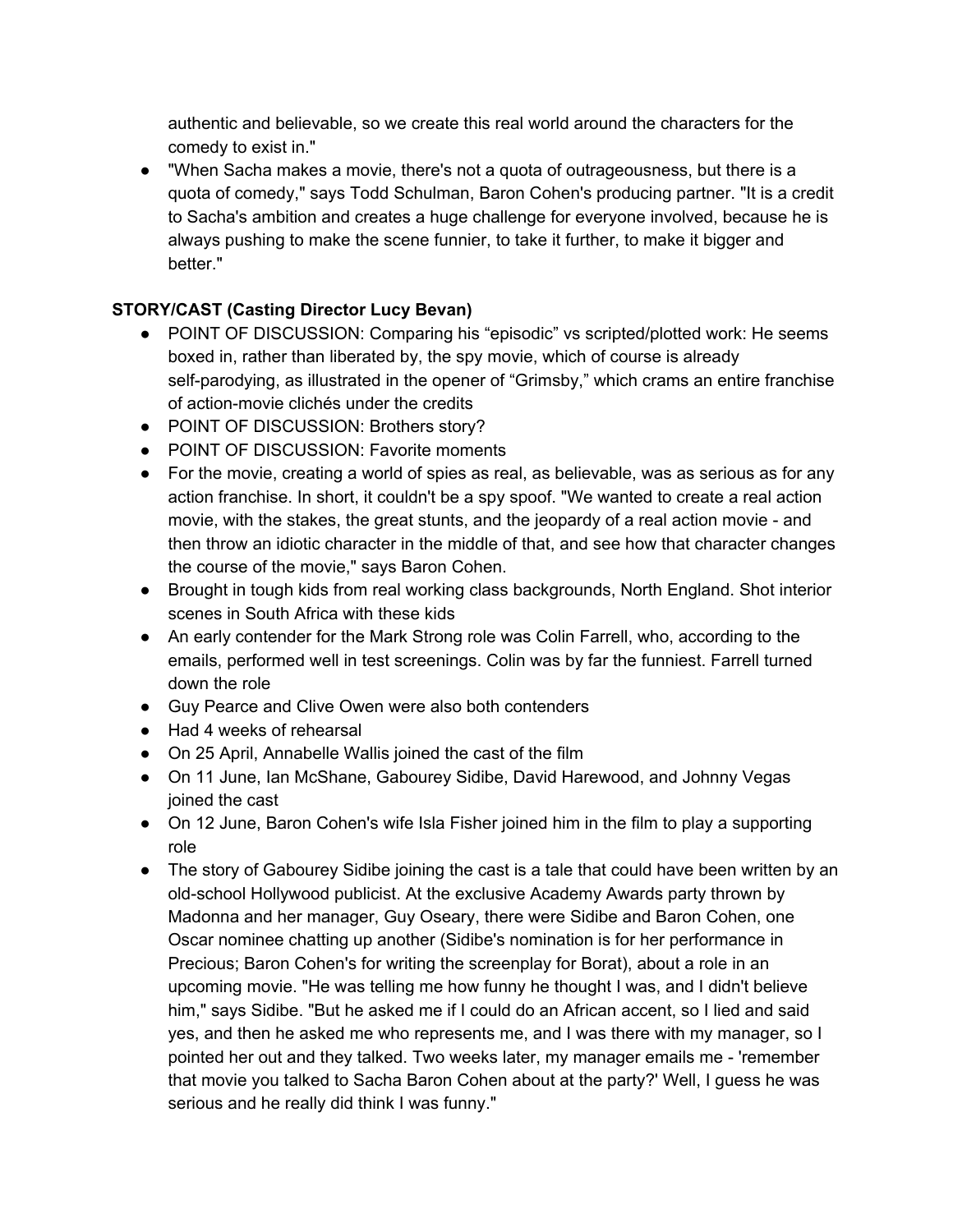authentic and believable, so we create this real world around the characters for the comedy to exist in."

- "When Sacha makes a movie, there's not a quota of outrageousness, but there is a quota of comedy," says Todd Schulman, Baron Cohen's producing partner. "It is a credit to Sacha's ambition and creates a huge challenge for everyone involved, because he is always pushing to make the scene funnier, to take it further, to make it bigger and better."

**STORY/CAST (Casting Director Lucy Bevan)**

- POINT OF DISCUSSION: Comparing his "episodic" vs scripted/plotted work: He seems boxed in, rather than liberated by, the spy movie, which of course is already self-parodying, as illustrated in the opener of "Grimsby," which crams an entire franchise of action-movie clichés under the credits
- POINT OF DISCUSSION: Brothers story?
- POINT OF DISCUSSION: Favorite moments
- For the movie, creating a world of spies as real, as believable, was as serious as for any action franchise. In short, it couldn't be a spy spoof. "We wanted to create a real action movie, with the stakes, the great stunts, and the jeopardy of a real action movie - and then throw an idiotic character in the middle of that, and see how that character changes the course of the movie," says Baron Cohen.
- Brought in tough kids from real working class backgrounds, North England. Shot interior scenes in South Africa with these kids
- An early contender for the Mark Strong role was Colin Farrell, who, according to the emails, performed well in test screenings. Colin was by far the funniest. Farrell turned down the role
- Guy Pearce and Clive Owen were also both contenders
- Had 4 weeks of rehearsal
- On 25 April, Annabelle Wallis joined the cast of the film
- On 11 June, Ian McShane, Gabourey Sidibe, David Harewood, and Johnny Vegas joined the cast
- On 12 June, Baron Cohen's wife Isla Fisher joined him in the film to play a supporting role
- The story of Gabourey Sidibe joining the cast is a tale that could have been written by an old-school Hollywood publicist. At the exclusive Academy Awards party thrown by Madonna and her manager, Guy Oseary, there were Sidibe and Baron Cohen, one Oscar nominee chatting up another (Sidibe's nomination is for her performance in Precious; Baron Cohen's for writing the screenplay for Borat), about a role in an upcoming movie. "He was telling me how funny he thought I was, and I didn't believe him," says Sidibe. "But he asked me if I could do an African accent, so I lied and said yes, and then he asked me who represents me, and I was there with my manager, so I pointed her out and they talked. Two weeks later, my manager emails me - 'remember that movie you talked to Sacha Baron Cohen about at the party?' Well, I guess he was serious and he really did think I was funny."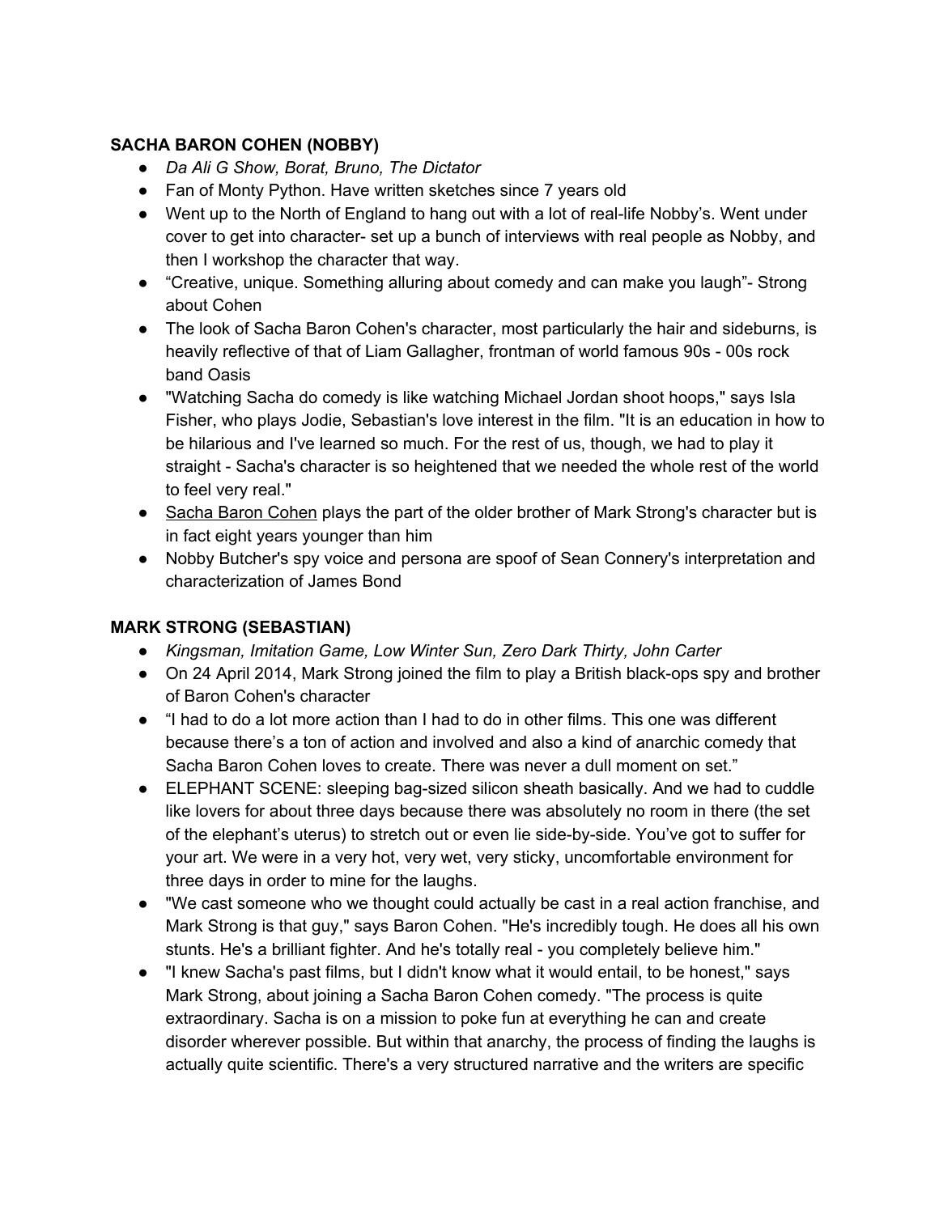**SACHA BARON COHEN (NOBBY)**

- *Da Ali G Show, Borat, Bruno, The Dictator*
- Fan of Monty Python. Have written sketches since 7 years old
- Went up to the North of England to hang out with a lot of real-life Nobby's. Went under cover to get into character- set up a bunch of interviews with real people as Nobby, and then I workshop the character that way.
- "Creative, unique. Something alluring about comedy and can make you laugh"- Strong about Cohen
- The look of Sacha Baron Cohen's character, most particularly the hair and sideburns, is heavily reflective of that of Liam Gallagher, frontman of world famous 90s - 00s rock band Oasis
- "Watching Sacha do comedy is like watching Michael Jordan shoot hoops," says Isla Fisher, who plays Jodie, Sebastian's love interest in the film. "It is an education in how to be hilarious and I've learned so much. For the rest of us, though, we had to play it straight - Sacha's character is so heightened that we needed the whole rest of the world to feel very real."
- Sacha Baron Cohen plays the part of the older brother of Mark Strong's character but is in fact eight years younger than him
- Nobby Butcher's spy voice and persona are spoof of Sean Connery's interpretation and characterization of James Bond

**MARK STRONG (SEBASTIAN)**

- *Kingsman, Imitation Game, Low Winter Sun, Zero Dark Thirty, John Carter*
- On 24 April 2014, Mark Strong joined the film to play a British black-ops spy and brother of Baron Cohen's character
- "I had to do a lot more action than I had to do in other films. This one was different because there's a ton of action and involved and also a kind of anarchic comedy that Sacha Baron Cohen loves to create. There was never a dull moment on set."
- ELEPHANT SCENE: sleeping bag-sized silicon sheath basically. And we had to cuddle like lovers for about three days because there was absolutely no room in there (the set of the elephant's uterus) to stretch out or even lie side-by-side. You've got to suffer for your art. We were in a very hot, very wet, very sticky, uncomfortable environment for three days in order to mine for the laughs.
- "We cast someone who we thought could actually be cast in a real action franchise, and Mark Strong is that guy," says Baron Cohen. "He's incredibly tough. He does all his own stunts. He's a brilliant fighter. And he's totally real - you completely believe him."
- "I knew Sacha's past films, but I didn't know what it would entail, to be honest," says Mark Strong, about joining a Sacha Baron Cohen comedy. "The process is quite extraordinary. Sacha is on a mission to poke fun at everything he can and create disorder wherever possible. But within that anarchy, the process of finding the laughs is actually quite scientific. There's a very structured narrative and the writers are specific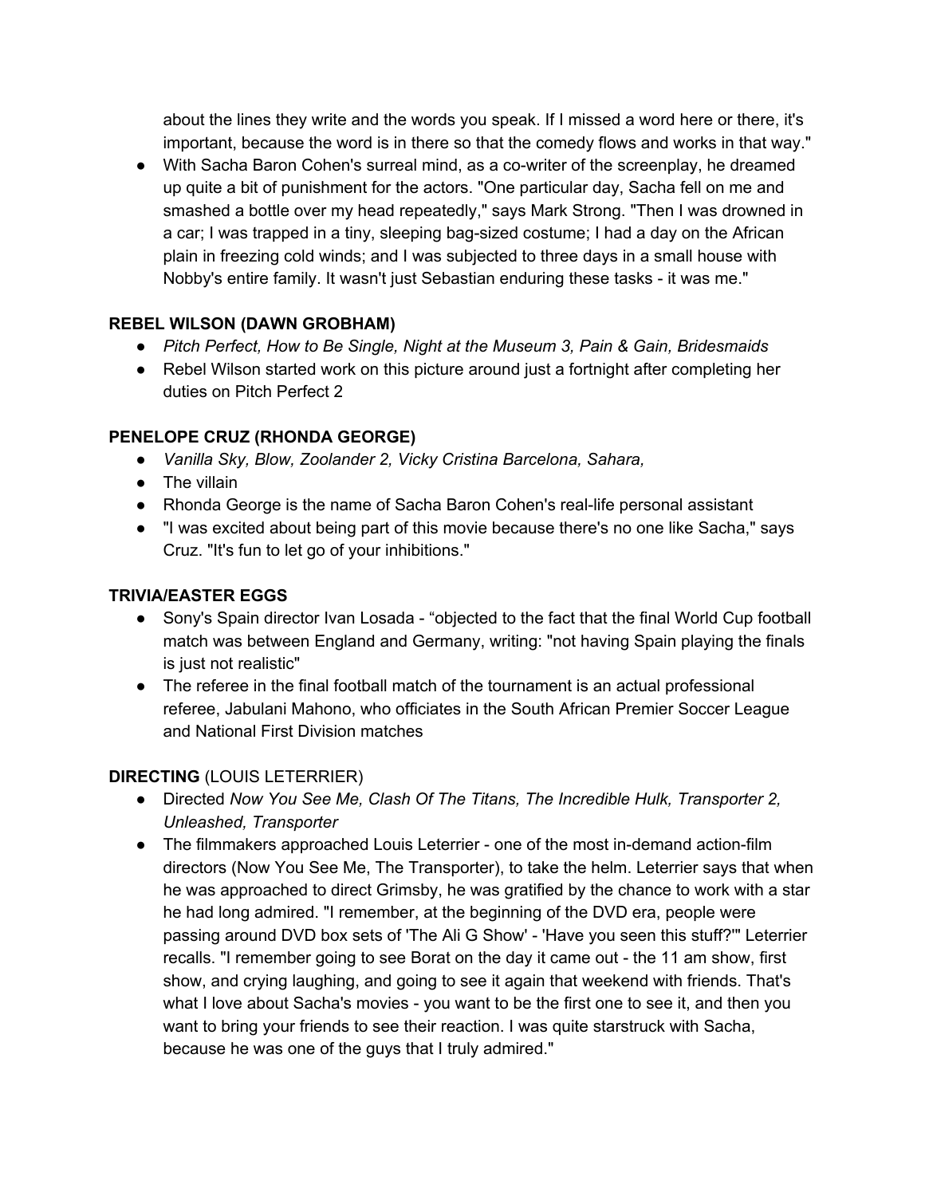about the lines they write and the words you speak. If I missed a word here or there, it's important, because the word is in there so that the comedy flows and works in that way."

- With Sacha Baron Cohen's surreal mind, as a co-writer of the screenplay, he dreamed up quite a bit of punishment for the actors. "One particular day, Sacha fell on me and smashed a bottle over my head repeatedly," says Mark Strong. "Then I was drowned in a car; I was trapped in a tiny, sleeping bag-sized costume; I had a day on the African plain in freezing cold winds; and I was subjected to three days in a small house with Nobby's entire family. It wasn't just Sebastian enduring these tasks - it was me."

**REBEL WILSON (DAWN GROBHAM)**

- *Pitch Perfect, How to Be Single, Night at the Museum 3, Pain & Gain, Bridesmaids*
- Rebel Wilson started work on this picture around just a fortnight after completing her duties on Pitch Perfect 2

**PENELOPE CRUZ (RHONDA GEORGE)**

- *Vanilla Sky, Blow, Zoolander 2, Vicky Cristina Barcelona, Sahara,*
- The villain
- Rhonda George is the name of Sacha Baron Cohen's real-life personal assistant
- "I was excited about being part of this movie because there's no one like Sacha," says Cruz. "It's fun to let go of your inhibitions."

**TRIVIA/EASTER EGGS**

- Sony's Spain director Ivan Losada - "objected to the fact that the final World Cup football match was between England and Germany, writing: "not having Spain playing the finals is just not realistic"
- The referee in the final football match of the tournament is an actual professional referee, Jabulani Mahono, who officiates in the South African Premier Soccer League and National First Division matches

**DIRECTING** (LOUIS LETERRIER)

- Directed *Now You See Me, Clash Of The Titans, The Incredible Hulk, Transporter 2, Unleashed, Transporter*
- The filmmakers approached Louis Leterrier - one of the most in-demand action-film directors (Now You See Me, The Transporter), to take the helm. Leterrier says that when he was approached to direct Grimsby, he was gratified by the chance to work with a star he had long admired. "I remember, at the beginning of the DVD era, people were passing around DVD box sets of 'The Ali G Show' - 'Have you seen this stuff?'" Leterrier recalls. "I remember going to see Borat on the day it came out - the 11 am show, first show, and crying laughing, and going to see it again that weekend with friends. That's what I love about Sacha's movies - you want to be the first one to see it, and then you want to bring your friends to see their reaction. I was quite starstruck with Sacha, because he was one of the guys that I truly admired."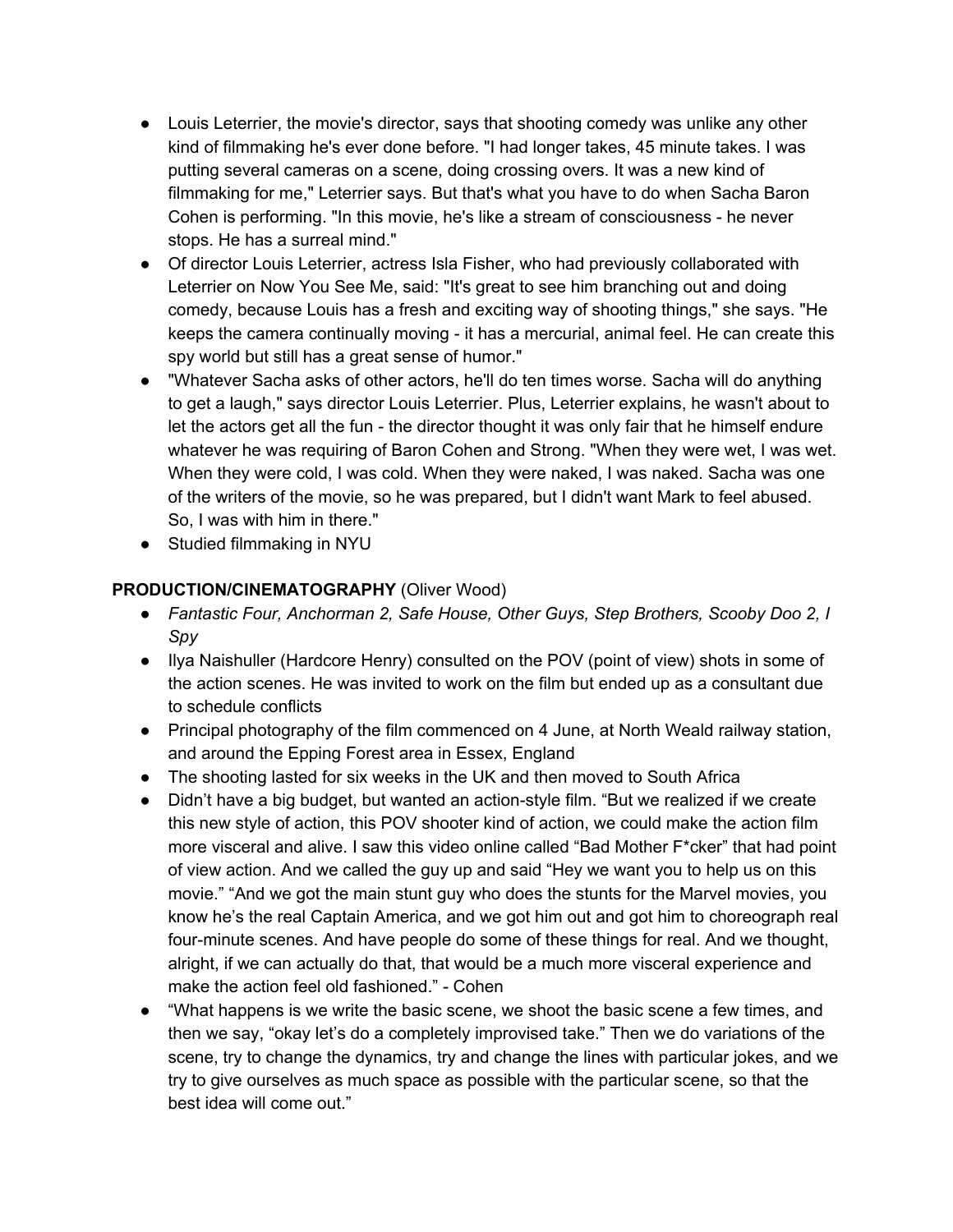- Louis Leterrier, the movie's director, says that shooting comedy was unlike any other kind of filmmaking he's ever done before. "I had longer takes, 45 minute takes. I was putting several cameras on a scene, doing crossing overs. It was a new kind of filmmaking for me," Leterrier says. But that's what you have to do when Sacha Baron Cohen is performing. "In this movie, he's like a stream of consciousness - he never stops. He has a surreal mind."
- Of director Louis Leterrier, actress Isla Fisher, who had previously collaborated with Leterrier on Now You See Me, said: "It's great to see him branching out and doing comedy, because Louis has a fresh and exciting way of shooting things," she says. "He keeps the camera continually moving - it has a mercurial, animal feel. He can create this spy world but still has a great sense of humor."
- "Whatever Sacha asks of other actors, he'll do ten times worse. Sacha will do anything to get a laugh," says director Louis Leterrier. Plus, Leterrier explains, he wasn't about to let the actors get all the fun - the director thought it was only fair that he himself endure whatever he was requiring of Baron Cohen and Strong. "When they were wet, I was wet. When they were cold, I was cold. When they were naked, I was naked. Sacha was one of the writers of the movie, so he was prepared, but I didn't want Mark to feel abused. So, I was with him in there."
- Studied filmmaking in NYU

**PRODUCTION/CINEMATOGRAPHY** (Oliver Wood)

- *Fantastic Four, Anchorman 2, Safe House, Other Guys, Step Brothers, Scooby Doo 2, I Spy*
- Ilya Naishuller (Hardcore Henry) consulted on the POV (point of view) shots in some of the action scenes. He was invited to work on the film but ended up as a consultant due to schedule conflicts
- Principal photography of the film commenced on 4 June, at North Weald railway station, and around the Epping Forest area in Essex, England
- The shooting lasted for six weeks in the UK and then moved to South Africa
- Didn't have a big budget, but wanted an action-style film. "But we realized if we create this new style of action, this POV shooter kind of action, we could make the action film more visceral and alive. I saw this video online called "Bad Mother F*cker" that had point of view action. And we called the guy up and said "Hey we want you to help us on this movie." "And we got the main stunt guy who does the stunts for the Marvel movies, you know he's the real Captain America, and we got him out and got him to choreograph real four-minute scenes. And have people do some of these things for real. And we thought, alright, if we can actually do that, that would be a much more visceral experience and make the action feel old fashioned." - Cohen
- "What happens is we write the basic scene, we shoot the basic scene a few times, and then we say, "okay let's do a completely improvised take." Then we do variations of the scene, try to change the dynamics, try and change the lines with particular jokes, and we try to give ourselves as much space as possible with the particular scene, so that the best idea will come out."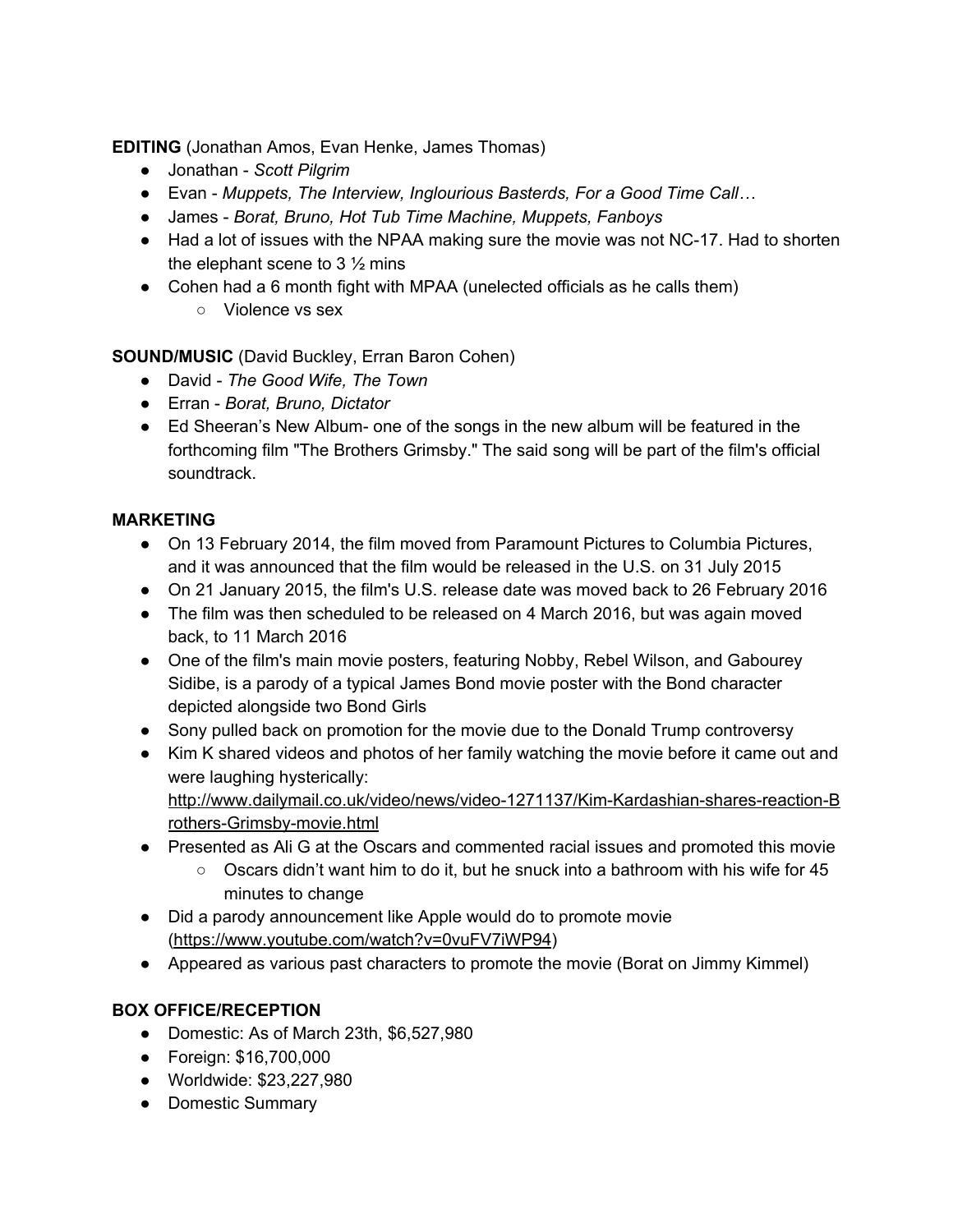**EDITING** (Jonathan Amos, Evan Henke, James Thomas)

- Jonathan - *Scott Pilgrim*
- Evan - *Muppets, The Interview, Inglourious Basterds, For a Good Time Call…*
- James - *Borat, Bruno, Hot Tub Time Machine, Muppets, Fanboys*
- Had a lot of issues with the NPAA making sure the movie was not NC-17. Had to shorten the elephant scene to 3 ½ mins
- Cohen had a 6 month fight with MPAA (unelected officials as he calls them)
  - Violence vs sex

**SOUND/MUSIC** (David Buckley, Erran Baron Cohen)

- David - *The Good Wife, The Town*
- Erran - *Borat, Bruno, Dictator*
- Ed Sheeran's New Album- one of the songs in the new album will be featured in the forthcoming film "The Brothers Grimsby." The said song will be part of the film's official soundtrack.

**MARKETING**

- On 13 February 2014, the film moved from Paramount Pictures to Columbia Pictures, and it was announced that the film would be released in the U.S. on 31 July 2015
- On 21 January 2015, the film's U.S. release date was moved back to 26 February 2016
- The film was then scheduled to be released on 4 March 2016, but was again moved back, to 11 March 2016
- One of the film's main movie posters, featuring Nobby, Rebel Wilson, and Gabourey Sidibe, is a parody of a typical James Bond movie poster with the Bond character depicted alongside two Bond Girls
- Sony pulled back on promotion for the movie due to the Donald Trump controversy
- Kim K shared videos and photos of her family watching the movie before it came out and were laughing hysterically: http://www.dailymail.co.uk/video/news/video-1271137/Kim-Kardashian-shares-reaction-Brothers-Grimsby-movie.html
- Presented as Ali G at the Oscars and commented racial issues and promoted this movie
  - Oscars didn't want him to do it, but he snuck into a bathroom with his wife for 45 minutes to change
- Did a parody announcement like Apple would do to promote movie (https://www.youtube.com/watch?v=0vuFV7iWP94)
- Appeared as various past characters to promote the movie (Borat on Jimmy Kimmel)

**BOX OFFICE/RECEPTION**

- Domestic: As of March 23th, $6,527,980
- Foreign: $16,700,000
- Worldwide: $23,227,980
- Domestic Summary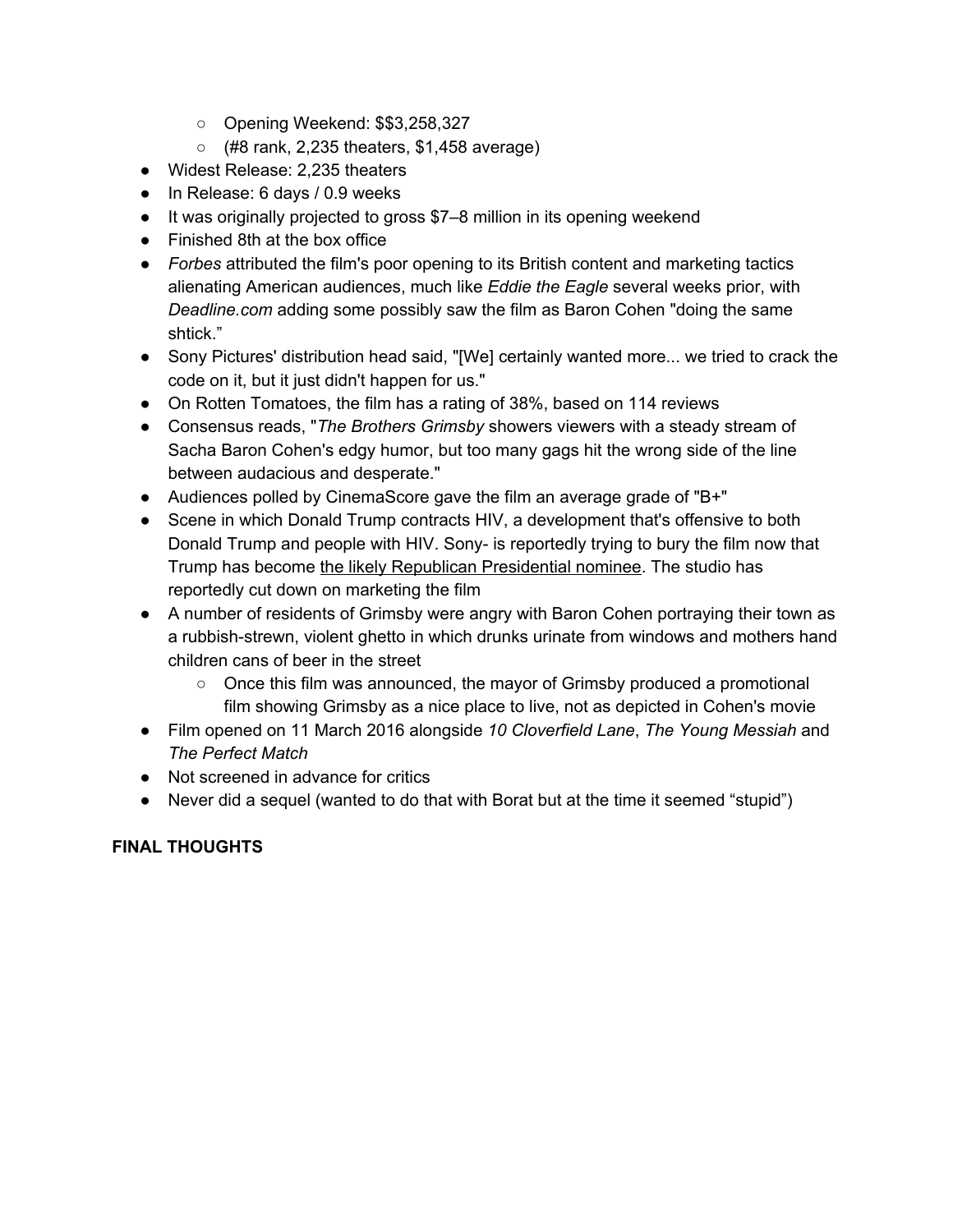- Opening Weekend: $$3,258,327
  - (#8 rank, 2,235 theaters, $1,458 average)
- Widest Release: 2,235 theaters
- In Release: 6 days / 0.9 weeks
- It was originally projected to gross $7–8 million in its opening weekend
- Finished 8th at the box office
- *Forbes* attributed the film's poor opening to its British content and marketing tactics alienating American audiences, much like *Eddie the Eagle* several weeks prior, with *Deadline.com* adding some possibly saw the film as Baron Cohen "doing the same shtick."
- Sony Pictures' distribution head said, "[We] certainly wanted more... we tried to crack the code on it, but it just didn't happen for us."
- On Rotten Tomatoes, the film has a rating of 38%, based on 114 reviews
- Consensus reads, "*The Brothers Grimsby* showers viewers with a steady stream of Sacha Baron Cohen's edgy humor, but too many gags hit the wrong side of the line between audacious and desperate."
- Audiences polled by CinemaScore gave the film an average grade of "B+"
- Scene in which Donald Trump contracts HIV, a development that's offensive to both Donald Trump and people with HIV. Sony- is reportedly trying to bury the film now that Trump has become the likely Republican Presidential nominee. The studio has reportedly cut down on marketing the film
- A number of residents of Grimsby were angry with Baron Cohen portraying their town as a rubbish-strewn, violent ghetto in which drunks urinate from windows and mothers hand children cans of beer in the street
  - Once this film was announced, the mayor of Grimsby produced a promotional film showing Grimsby as a nice place to live, not as depicted in Cohen's movie
- Film opened on 11 March 2016 alongside *10 Cloverfield Lane*, *The Young Messiah* and *The Perfect Match*
- Not screened in advance for critics
- Never did a sequel (wanted to do that with Borat but at the time it seemed "stupid")

**FINAL THOUGHTS**